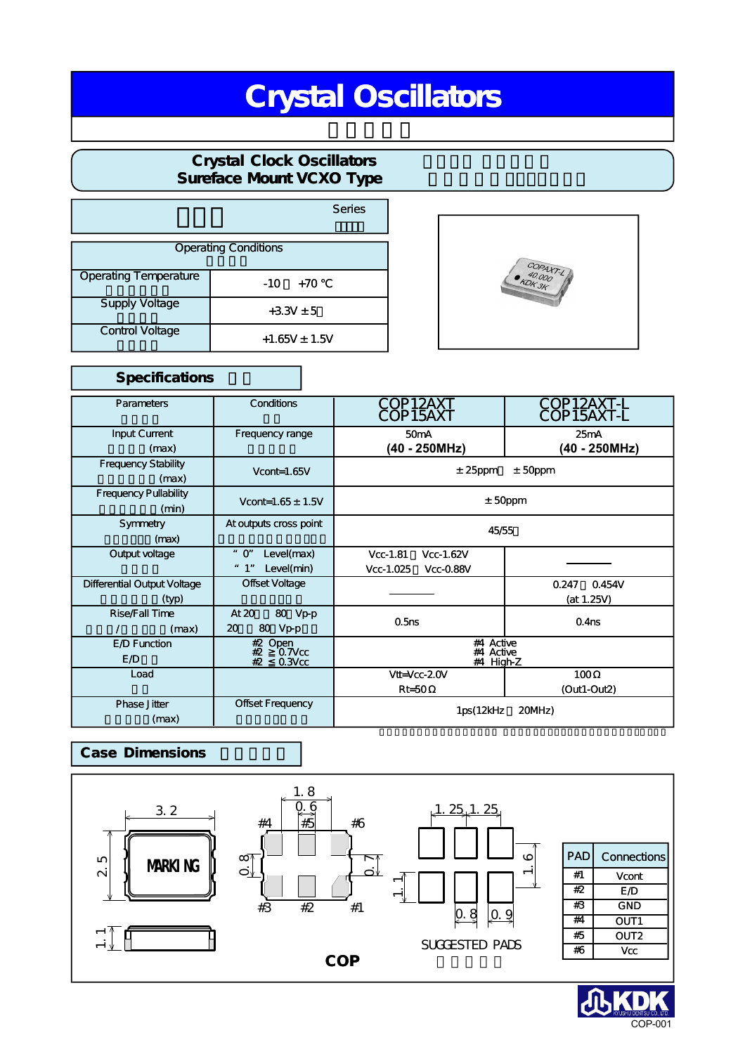# Crystal Oscillators

## Crystal Clock Oscillators
## Sureface Mount VCXO Type

Series

| Operating Conditions | |
|---|---|
| Operating Temperature | -10 +70 ℃ |
| Supply Voltage | +3.3V ± 5 |
| Control Voltage | +1.65V ± 1.5V |

## Specifications

| Parameters | Conditions | COP12AXT COP15AXT | COP12AXT-L COP15AXT-L |
|---|---|---|---|
| Input Current (max) | Frequency range | 50mA **(40 - 250MHz)** | 25mA **(40 - 250MHz)** |
| Frequency Stability (max) | Vcont=1.65V | ± 25ppm ± 50ppm | |
| Frequency Pullability (min) | Vcont=1.65 ± 1.5V | ± 50ppm | |
| Symmetry (max) | At outputs cross point | 45/55 | |
| Output voltage | "0" Level(max) "1" Level(min) | Vcc-1.81 Vcc-1.62V Vcc-1.025 Vcc-0.88V | ―― |
| Differential Output Voltage (typ) | Offset Voltage | ―― | 0.247 0.454V (at 1.25V) |
| Rise/Fall Time / (max) | At 20 80 Vp-p 20 80 Vp-p | 0.5ns | 0.4ns |
| E/D Function E/D | #2 Open #2 ≧ 0.7Vcc #2 ≦ 0.3Vcc | #4 Active #4 Active #4 High-Z | |
| Load | | Vtt=Vcc-2.0V Rt=50Ω | 100Ω (Out1-Out2) |
| Phase Jitter (max) | Offset Frequency | 1ps(12kHz 20MHz) | |

## Case Dimensions

3.2 / 2.5 / 1.1 / MARKING

1.8 / 0.6 / 0.8 / 0.7 / #4 #5 #6 / #3 #2 #1

1.25 1.25 / 1.1 / 1.6 / 0.8 / 0.9

SUGGESTED PADS

COP

| PAD | Connections |
|---|---|
| #1 | Vcont |
| #2 | E/D |
| #3 | GND |
| #4 | OUT1 |
| #5 | OUT2 |
| #6 | Vcc |

KDK KYUSHU DENTSU CO., LTD.

COP-001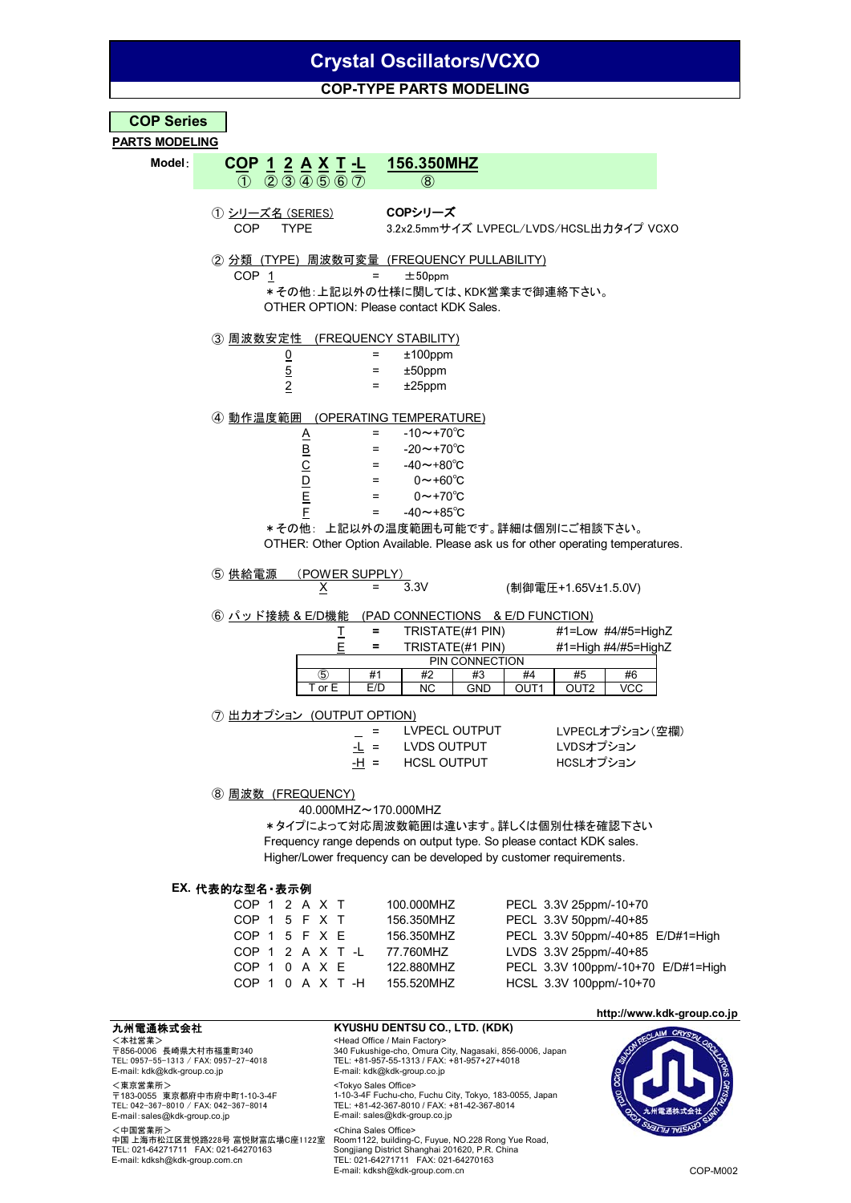# Crystal Oscillators/VCXO

## COP-TYPE PARTS MODELING

### COP Series

**PARTS MODELING**

**Model:** **COP 1 2 A X T -L 156.350MHZ**
① ②③④⑤⑥⑦ ⑧

① シリーズ名 (SERIES) — **COPシリーズ**
COP TYPE — 3.2x2.5mmサイズ LVPECL/LVDS/HCSL出力タイプ VCXO

② 分類 (TYPE) 周波数可変量 (FREQUENCY PULLABILITY)
COP 1 = ±50ppm
＊その他：上記以外の仕様に関しては、KDK営業まで御連絡下さい。
OTHER OPTION: Please contact KDK Sales.

③ 周波数安定性 (FREQUENCY STABILITY)
0 = ±100ppm
5 = ±50ppm
2 = ±25ppm

④ 動作温度範囲 (OPERATING TEMPERATURE)
A = -10～+70℃
B = -20～+70℃
C = -40～+80℃
D = 0～+60℃
E = 0～+70℃
F = -40～+85℃
＊その他： 上記以外の温度範囲も可能です。詳細は個別にご相談下さい。
OTHER: Other Option Available. Please ask us for other operating temperatures.

⑤ 供給電源 (POWER SUPPLY)
X = 3.3V (制御電圧+1.65V±1.5.0V)

⑥ パッド接続 & E/D機能 (PAD CONNECTIONS & E/D FUNCTION)
T = TRISTATE(#1 PIN) #1=Low #4/#5=HighZ
E = TRISTATE(#1 PIN) #1=High #4/#5=HighZ

| PIN CONNECTION | | | | | | |
|---|---|---|---|---|---|---|
| ⑤ | #1 | #2 | #3 | #4 | #5 | #6 |
| T or E | E/D | NC | GND | OUT1 | OUT2 | VCC |

⑦ 出力オプション (OUTPUT OPTION)
_ = LVPECL OUTPUT — LVPECLオプション(空欄)
-L = LVDS OUTPUT — LVDSオプション
-H = HCSL OUTPUT — HCSLオプション

⑧ 周波数 (FREQUENCY)
40.000MHZ～170.000MHZ
＊タイプによって対応周波数範囲は違います。詳しくは個別仕様を確認下さい
Frequency range depends on output type. So please contact KDK sales.
Higher/Lower frequency can be developed by customer requirements.

**EX. 代表的な型名・表示例**

| | | |
|---|---|---|
| COP 1 2 A X T | 100.000MHZ | PECL 3.3V 25ppm/-10+70 |
| COP 1 5 F X T | 156.350MHZ | PECL 3.3V 50ppm/-40+85 |
| COP 1 5 F X E | 156.350MHZ | PECL 3.3V 50ppm/-40+85 E/D#1=High |
| COP 1 2 A X T -L | 77.760MHZ | LVDS 3.3V 25ppm/-10+70 |
| COP 1 0 A X E | 122.880MHZ | PECL 3.3V 100ppm/-10+70 E/D#1=High |
| COP 1 0 A X T -H | 155.520MHZ | HCSL 3.3V 100ppm/-10+70 |

http://www.kdk-group.co.jp

**九州電通株式会社**
＜本社営業＞
〒856-0006 長崎県大村市福重町340
TEL: 0957-55-1313 / FAX: 0957-27-4018
E-mail: kdk@kdk-group.co.jp
＜東京営業所＞
〒183-0055 東京都府中市府中町1-10-3-4F
TEL: 042-367-8010 / FAX: 042-367-8014
E-mail: sales@kdk-group.co.jp
＜中国営業所＞
中国 上海市松江区莘悦路228号 富悦財富広場C座1122室
TEL: 021-64271711 FAX: 021-64270163
E-mail: kdksh@kdk-group.com.cn

**KYUSHU DENTSU CO., LTD. (KDK)**
<Head Office / Main Factory>
340 Fukushige-cho, Omura City, Nagasaki, 856-0006, Japan
TEL: +81-957-55-1313 / FAX: +81-957+27+4018
E-mail: kdk@kdk-group.co.jp
<Tokyo Sales Office>
1-10-3-4F Fuchu-cho, Fuchu City, Tokyo, 183-0055, Japan
TEL: +81-42-367-8010 / FAX: +81-42-367-8014
E-mail: sales@kdk-group.co.jp
<China Sales Office>
Room1122, building-C, Fuyue, NO.228 Rong Yue Road,
Songjiang District Shanghai 201620, P.R. China
TEL: 021-64271711 FAX: 021-64270163
E-mail: kdksh@kdk-group.com.cn

COP-M002